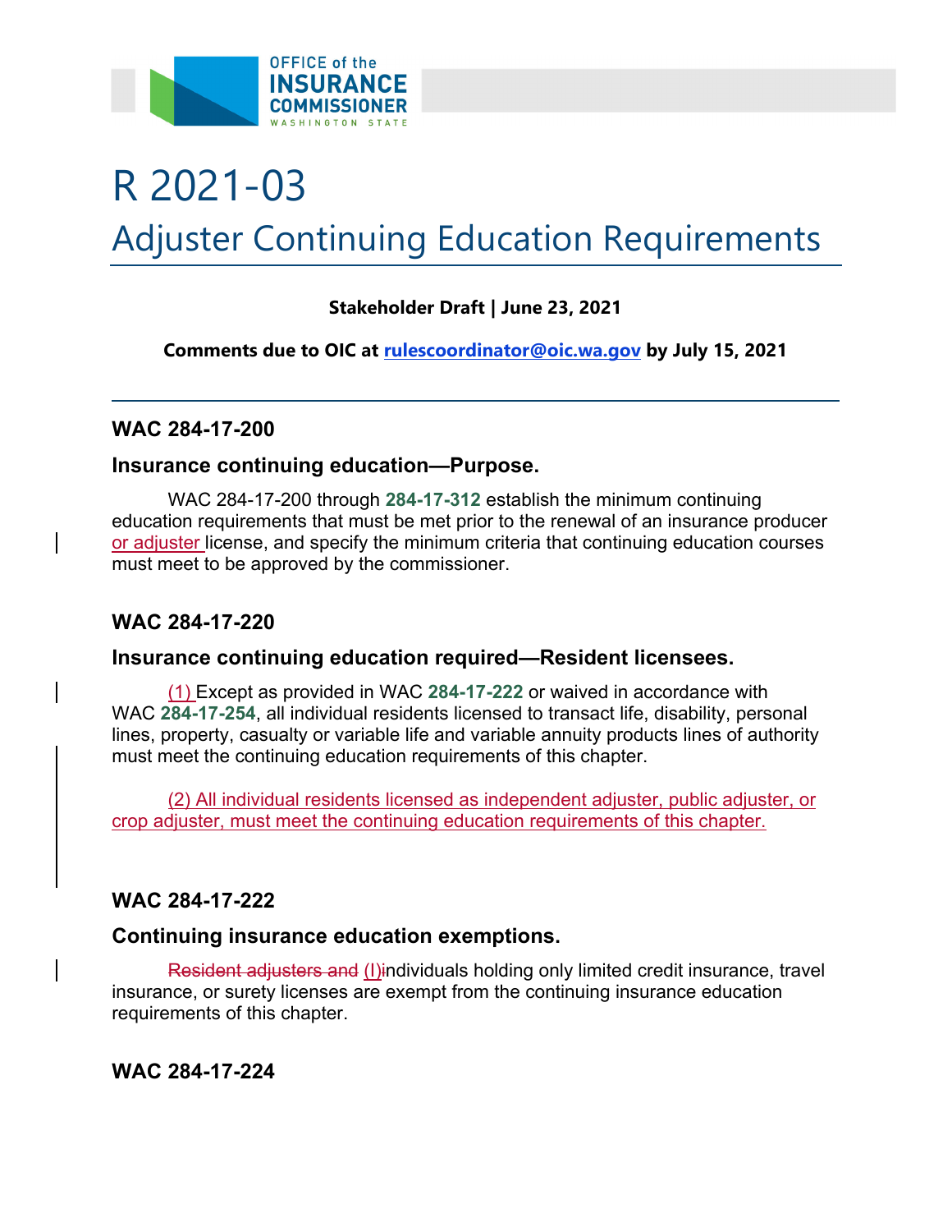# R 2021-03

## Adjuster Continuing Education Requirements

**Stakeholder Draft | June 23, 2021**

**Comments due to OIC at rulescoordinator@oic.wa.gov by July 15, 2021**

---

### WAC 284-17-200

### Insurance continuing education—Purpose.

WAC 284-17-200 through **284-17-312** establish the minimum continuing education requirements that must be met prior to the renewal of an insurance producer <ins>or adjuster</ins> license, and specify the minimum criteria that continuing education courses must meet to be approved by the commissioner.

### WAC 284-17-220

### Insurance continuing education required—Resident licensees.

<ins>(1)</ins> Except as provided in WAC **284-17-222** or waived in accordance with WAC **284-17-254**, all individual residents licensed to transact life, disability, personal lines, property, casualty or variable life and variable annuity products lines of authority must meet the continuing education requirements of this chapter.

<ins>(2) All individual residents licensed as independent adjuster, public adjuster, or crop adjuster, must meet the continuing education requirements of this chapter.</ins>

### WAC 284-17-222

### Continuing insurance education exemptions.

~~Resident adjusters and~~ <ins>(I)</ins>~~i~~ndividuals holding only limited credit insurance, travel insurance, or surety licenses are exempt from the continuing insurance education requirements of this chapter.

### WAC 284-17-224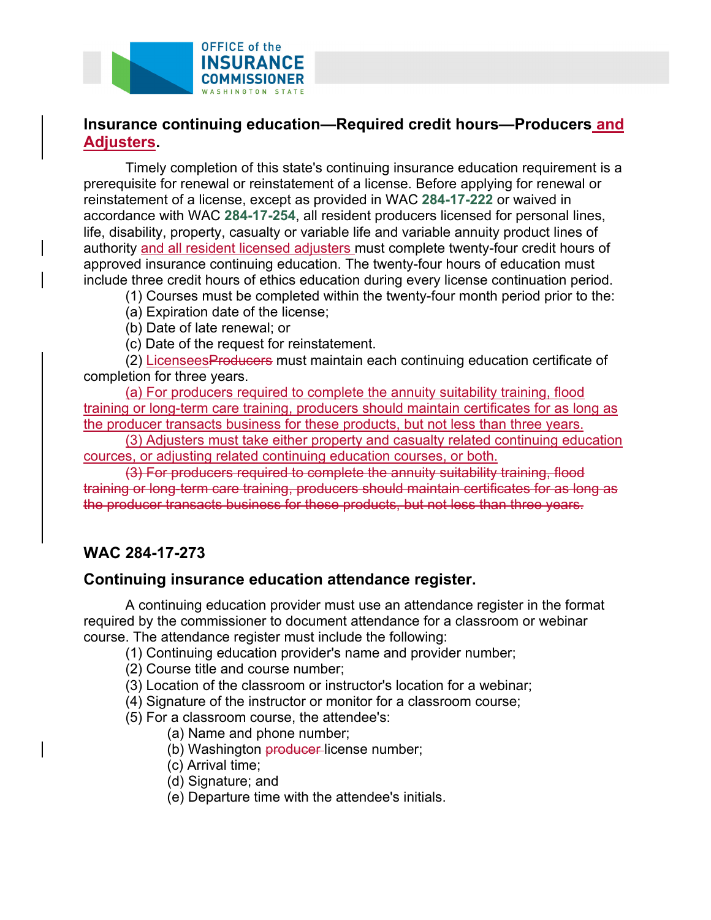## Insurance continuing education—Required credit hours—Producers and Adjusters.

Timely completion of this state's continuing insurance education requirement is a prerequisite for renewal or reinstatement of a license. Before applying for renewal or reinstatement of a license, except as provided in WAC **284-17-222** or waived in accordance with WAC **284-17-254**, all resident producers licensed for personal lines, life, disability, property, casualty or variable life and variable annuity product lines of authority and all resident licensed adjusters must complete twenty-four credit hours of approved insurance continuing education. The twenty-four hours of education must include three credit hours of ethics education during every license continuation period.

(1) Courses must be completed within the twenty-four month period prior to the:

(a) Expiration date of the license;

(b) Date of late renewal; or

(c) Date of the request for reinstatement.

(2) Licensees~~Producers~~ must maintain each continuing education certificate of completion for three years.

(a) For producers required to complete the annuity suitability training, flood training or long-term care training, producers should maintain certificates for as long as the producer transacts business for these products, but not less than three years.

(3) Adjusters must take either property and casualty related continuing education cources, or adjusting related continuing education courses, or both.

~~(3) For producers required to complete the annuity suitability training, flood training or long-term care training, producers should maintain certificates for as long as the producer transacts business for these products, but not less than three years.~~

## WAC 284-17-273

## Continuing insurance education attendance register.

A continuing education provider must use an attendance register in the format required by the commissioner to document attendance for a classroom or webinar course. The attendance register must include the following:

(1) Continuing education provider's name and provider number;

(2) Course title and course number;

(3) Location of the classroom or instructor's location for a webinar;

(4) Signature of the instructor or monitor for a classroom course;

(5) For a classroom course, the attendee's:

(a) Name and phone number;

(b) Washington ~~producer~~ license number;

(c) Arrival time;

(d) Signature; and

(e) Departure time with the attendee's initials.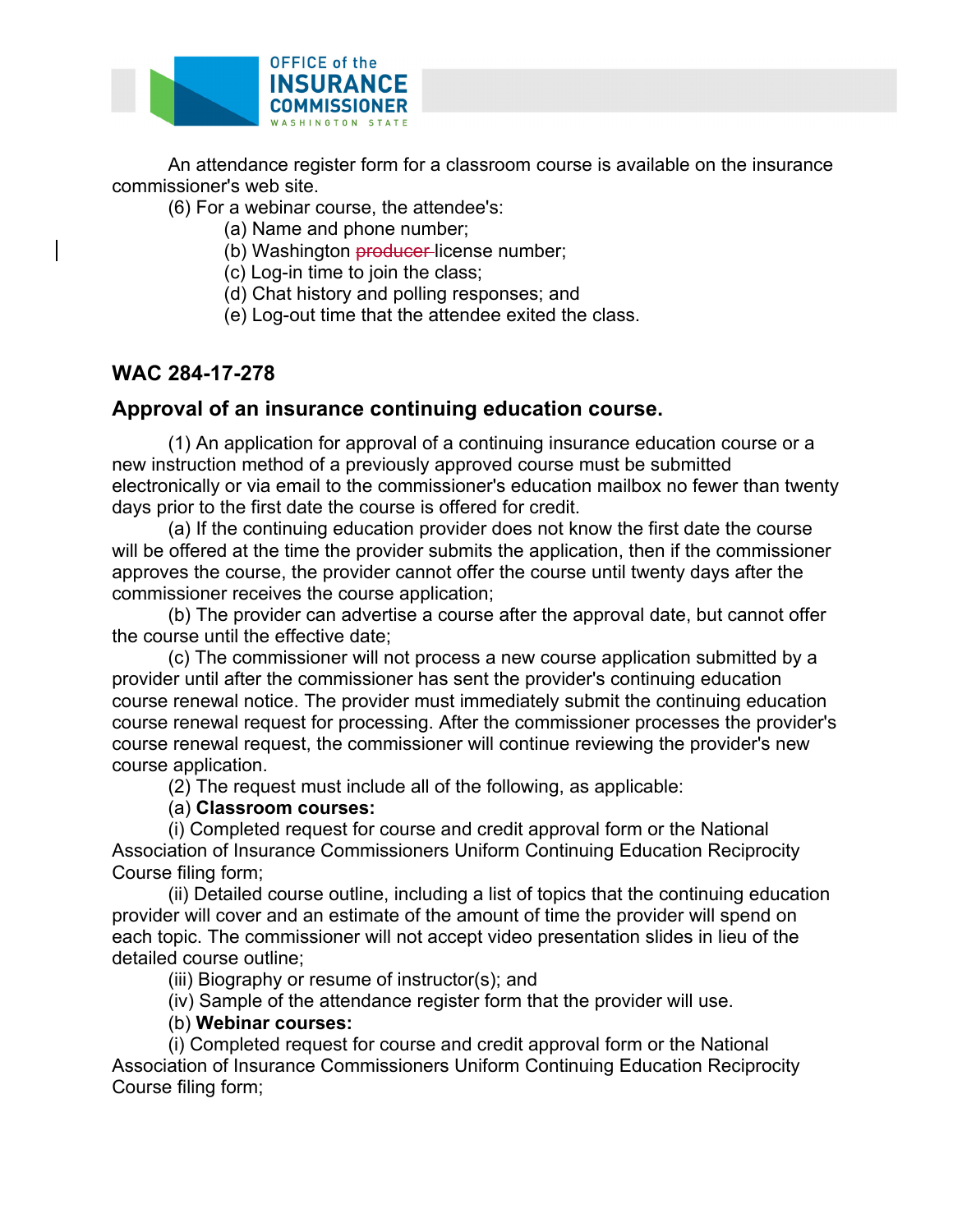An attendance register form for a classroom course is available on the insurance commissioner's web site.

(6) For a webinar course, the attendee's:

(a) Name and phone number;

(b) Washington ~~producer~~ license number;

(c) Log-in time to join the class;

(d) Chat history and polling responses; and

(e) Log-out time that the attendee exited the class.

## WAC 284-17-278

## Approval of an insurance continuing education course.

(1) An application for approval of a continuing insurance education course or a new instruction method of a previously approved course must be submitted electronically or via email to the commissioner's education mailbox no fewer than twenty days prior to the first date the course is offered for credit.

(a) If the continuing education provider does not know the first date the course will be offered at the time the provider submits the application, then if the commissioner approves the course, the provider cannot offer the course until twenty days after the commissioner receives the course application;

(b) The provider can advertise a course after the approval date, but cannot offer the course until the effective date;

(c) The commissioner will not process a new course application submitted by a provider until after the commissioner has sent the provider's continuing education course renewal notice. The provider must immediately submit the continuing education course renewal request for processing. After the commissioner processes the provider's course renewal request, the commissioner will continue reviewing the provider's new course application.

(2) The request must include all of the following, as applicable:

(a) **Classroom courses:**

(i) Completed request for course and credit approval form or the National Association of Insurance Commissioners Uniform Continuing Education Reciprocity Course filing form;

(ii) Detailed course outline, including a list of topics that the continuing education provider will cover and an estimate of the amount of time the provider will spend on each topic. The commissioner will not accept video presentation slides in lieu of the detailed course outline;

(iii) Biography or resume of instructor(s); and

(iv) Sample of the attendance register form that the provider will use.

(b) **Webinar courses:**

(i) Completed request for course and credit approval form or the National Association of Insurance Commissioners Uniform Continuing Education Reciprocity Course filing form;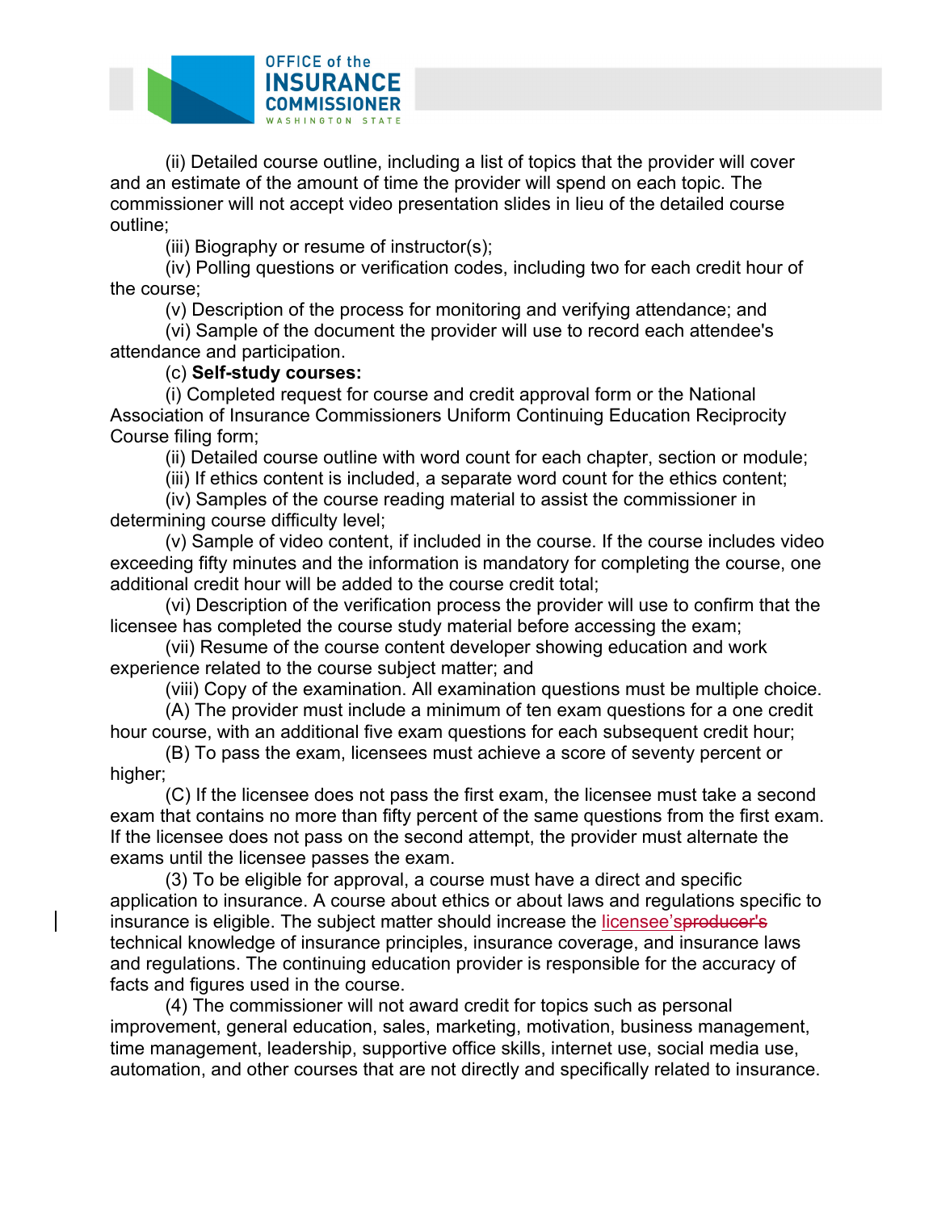(ii) Detailed course outline, including a list of topics that the provider will cover and an estimate of the amount of time the provider will spend on each topic. The commissioner will not accept video presentation slides in lieu of the detailed course outline;

(iii) Biography or resume of instructor(s);

(iv) Polling questions or verification codes, including two for each credit hour of the course;

(v) Description of the process for monitoring and verifying attendance; and

(vi) Sample of the document the provider will use to record each attendee's attendance and participation.

(c) **Self-study courses:**

(i) Completed request for course and credit approval form or the National Association of Insurance Commissioners Uniform Continuing Education Reciprocity Course filing form;

(ii) Detailed course outline with word count for each chapter, section or module;

(iii) If ethics content is included, a separate word count for the ethics content;

(iv) Samples of the course reading material to assist the commissioner in determining course difficulty level;

(v) Sample of video content, if included in the course. If the course includes video exceeding fifty minutes and the information is mandatory for completing the course, one additional credit hour will be added to the course credit total;

(vi) Description of the verification process the provider will use to confirm that the licensee has completed the course study material before accessing the exam;

(vii) Resume of the course content developer showing education and work experience related to the course subject matter; and

(viii) Copy of the examination. All examination questions must be multiple choice.

(A) The provider must include a minimum of ten exam questions for a one credit hour course, with an additional five exam questions for each subsequent credit hour;

(B) To pass the exam, licensees must achieve a score of seventy percent or higher;

(C) If the licensee does not pass the first exam, the licensee must take a second exam that contains no more than fifty percent of the same questions from the first exam. If the licensee does not pass on the second attempt, the provider must alternate the exams until the licensee passes the exam.

(3) To be eligible for approval, a course must have a direct and specific application to insurance. A course about ethics or about laws and regulations specific to insurance is eligible. The subject matter should increase the licensee's ~~producer's~~ technical knowledge of insurance principles, insurance coverage, and insurance laws and regulations. The continuing education provider is responsible for the accuracy of facts and figures used in the course.

(4) The commissioner will not award credit for topics such as personal improvement, general education, sales, marketing, motivation, business management, time management, leadership, supportive office skills, internet use, social media use, automation, and other courses that are not directly and specifically related to insurance.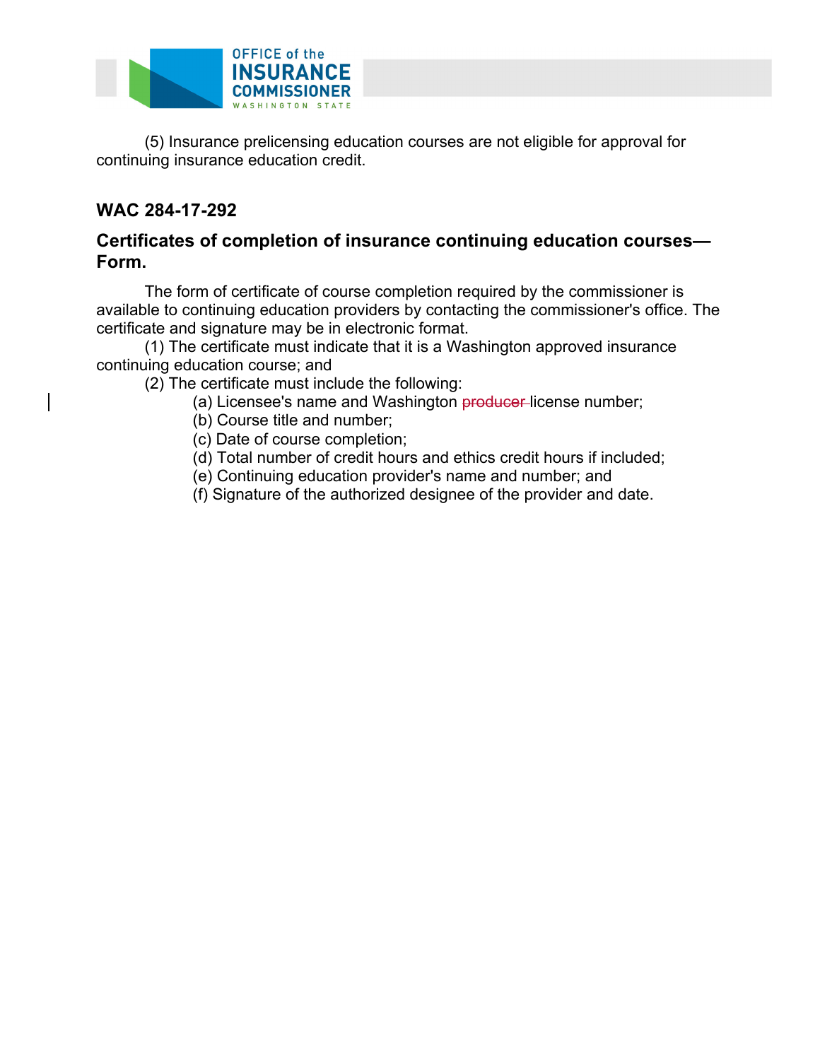(5) Insurance prelicensing education courses are not eligible for approval for continuing insurance education credit.

## WAC 284-17-292

## Certificates of completion of insurance continuing education courses—Form.

The form of certificate of course completion required by the commissioner is available to continuing education providers by contacting the commissioner's office. The certificate and signature may be in electronic format.

(1) The certificate must indicate that it is a Washington approved insurance continuing education course; and

(2) The certificate must include the following:

(a) Licensee's name and Washington ~~producer~~ license number;

(b) Course title and number;

(c) Date of course completion;

(d) Total number of credit hours and ethics credit hours if included;

(e) Continuing education provider's name and number; and

(f) Signature of the authorized designee of the provider and date.